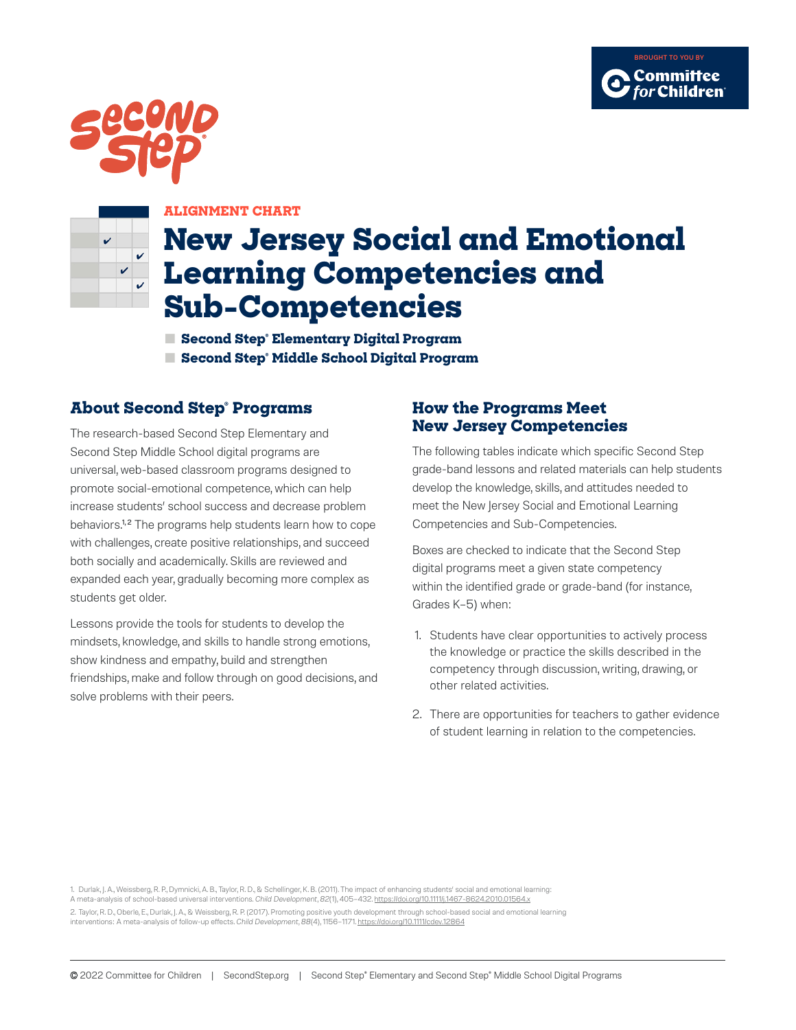BROUGHT TO YOU BY Committee for Children

ALIGNMENT CHART

# New Jersey Social and Emotional Learning Competencies and Sub-Competencies

- Second Step® Elementary Digital Program
- Second Step® Middle School Digital Program

## About Second Step® Programs

The research-based Second Step Elementary and Second Step Middle School digital programs are universal, web-based classroom programs designed to promote social-emotional competence, which can help increase students' school success and decrease problem behaviors.[1,2] The programs help students learn how to cope with challenges, create positive relationships, and succeed both socially and academically. Skills are reviewed and expanded each year, gradually becoming more complex as students get older.

Lessons provide the tools for students to develop the mindsets, knowledge, and skills to handle strong emotions, show kindness and empathy, build and strengthen friendships, make and follow through on good decisions, and solve problems with their peers.

## How the Programs Meet New Jersey Competencies

The following tables indicate which specific Second Step grade-band lessons and related materials can help students develop the knowledge, skills, and attitudes needed to meet the New Jersey Social and Emotional Learning Competencies and Sub-Competencies.

Boxes are checked to indicate that the Second Step digital programs meet a given state competency within the identified grade or grade-band (for instance, Grades K–5) when:

1. Students have clear opportunities to actively process the knowledge or practice the skills described in the competency through discussion, writing, drawing, or other related activities.
2. There are opportunities for teachers to gather evidence of student learning in relation to the competencies.

1. Durlak, J. A., Weissberg, R. P., Dymnicki, A. B., Taylor, R. D., & Schellinger, K. B. (2011). The impact of enhancing students' social and emotional learning: A meta-analysis of school-based universal interventions. *Child Development*, *82*(1), 405–432. https://doi.org/10.1111/j.1467-8624.2010.01564.x

2. Taylor, R. D., Oberle, E., Durlak, J. A., & Weissberg, R. P. (2017). Promoting positive youth development through school-based social and emotional learning interventions: A meta-analysis of follow-up effects. *Child Development*, *88*(4), 1156–1171. https://doi.org/10.1111/cdev.12864

© 2022 Committee for Children | SecondStep.org | Second Step® Elementary and Second Step® Middle School Digital Programs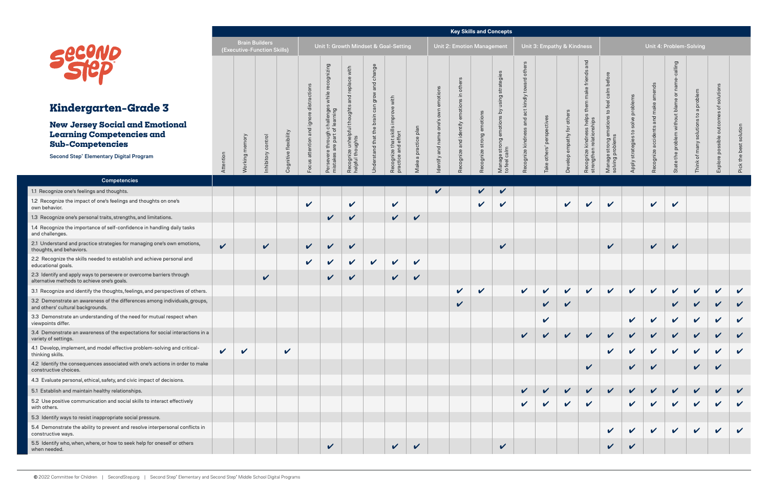# Kindergarten–Grade 3

## New Jersey Social and Emotional Learning Competencies and Sub-Competencies

Second Step® Elementary Digital Program

| Competencies | Key Skills and Concepts | | | | | | | | | | | | | | | | | | | | | | | | |
|---|---|---|---|---|---|---|---|---|---|---|---|---|---|---|---|---|---|---|---|---|---|---|---|---|---|
| | Brain Builders (Executive-Function Skills) | | | | Unit 1: Growth Mindset & Goal-Setting | | | | | | Unit 2: Emotion Management | | | | Unit 3: Empathy & Kindness | | | | Unit 4: Problem-Solving | | | | | | |
| | Attention | Working memory | Inhibitory control | Cognitive flexibility | Focus attention and ignore distractions | Persevere through challenges while recognizing mistakes are part of learning | Recognize unhelpful thoughts and replace with helpful thoughts | Understand that the brain can grow and change | Recognize that skills improve with practice and effort | Make a practice plan | Identify and name one's own emotions | Recognize and identify emotions in others | Recognize strong emotions | Manage strong emotions by using strategies to feel calm | Recognize kindness and act kindly toward others | Take others' perspectives | Develop empathy for others | Recognize kindness helps them make friends and strengthen relationships | Manage strong emotions to feel calm before solving problems | Apply strategies to solve problems | Recognize accidents and make amends | State the problem without blame or name-calling | Think of many solutions to a problem | Explore possible outcomes of solutions | Pick the best solution |
| 1.1 Recognize one's feelings and thoughts. | | | | | | | | | | | ✔ | | ✔ | ✔ | | | | | | | | | | | |
| 1.2 Recognize the impact of one's feelings and thoughts on one's own behavior. | | | | | ✔ | | ✔ | | ✔ | | | | ✔ | ✔ | | | ✔ | ✔ | ✔ | | ✔ | ✔ | | | |
| 1.3 Recognize one's personal traits, strengths, and limitations. | | | | | | ✔ | ✔ | | ✔ | ✔ | | | | | | | | | | | | | | | |
| 1.4 Recognize the importance of self-confidence in handling daily tasks and challenges. | | | | | | | | | | | | | | | | | | | | | | | | | |
| 2.1 Understand and practice strategies for managing one's own emotions, thoughts, and behaviors. | ✔ | | ✔ | | ✔ | ✔ | ✔ | | | | | | | ✔ | | | | | ✔ | | ✔ | ✔ | | | |
| 2.2 Recognize the skills needed to establish and achieve personal and educational goals. | | | | | ✔ | ✔ | ✔ | ✔ | ✔ | ✔ | | | | | | | | | | | | | | | |
| 2.3 Identify and apply ways to persevere or overcome barriers through alternative methods to achieve one's goals. | | | ✔ | | | ✔ | ✔ | | ✔ | ✔ | | | | | | | | | | | | | | | |
| 3.1 Recognize and identify the thoughts, feelings, and perspectives of others. | | | | | | | | | | | | ✔ | ✔ | | ✔ | ✔ | ✔ | ✔ | ✔ | ✔ | ✔ | ✔ | ✔ | ✔ | ✔ |
| 3.2 Demonstrate an awareness of the differences among individuals, groups, and others' cultural backgrounds. | | | | | | | | | | | | ✔ | | | | ✔ | ✔ | | | | | ✔ | ✔ | ✔ | ✔ |
| 3.3 Demonstrate an understanding of the need for mutual respect when viewpoints differ. | | | | | | | | | | | | | | | | ✔ | | | | ✔ | ✔ | ✔ | ✔ | ✔ | ✔ |
| 3.4 Demonstrate an awareness of the expectations for social interactions in a variety of settings. | | | | | | | | | | | | | | | ✔ | ✔ | ✔ | ✔ | ✔ | ✔ | ✔ | ✔ | ✔ | ✔ | ✔ |
| 4.1 Develop, implement, and model effective problem-solving and critical-thinking skills. | ✔ | ✔ | | ✔ | | | | | | | | | | | | | | | ✔ | ✔ | ✔ | ✔ | ✔ | ✔ | ✔ |
| 4.2 Identify the consequences associated with one's actions in order to make constructive choices. | | | | | | | | | | | | | | | | | | ✔ | | ✔ | ✔ | | ✔ | ✔ | |
| 4.3 Evaluate personal, ethical, safety, and civic impact of decisions. | | | | | | | | | | | | | | | | | | | | | | | | | |
| 5.1 Establish and maintain healthy relationships. | | | | | | | | | | | | | | | ✔ | ✔ | ✔ | ✔ | ✔ | ✔ | ✔ | ✔ | ✔ | ✔ | ✔ |
| 5.2 Use positive communication and social skills to interact effectively with others. | | | | | | | | | | | | | | | ✔ | ✔ | ✔ | ✔ | | ✔ | ✔ | ✔ | ✔ | ✔ | ✔ |
| 5.3 Identify ways to resist inappropriate social pressure. | | | | | | | | | | | | | | | | | | | | | | | | | |
| 5.4 Demonstrate the ability to prevent and resolve interpersonal conflicts in constructive ways. | | | | | | | | | | | | | | | | | | | ✔ | ✔ | ✔ | ✔ | ✔ | ✔ | ✔ |
| 5.5 Identify who, when, where, or how to seek help for oneself or others when needed. | | | | | | ✔ | | | ✔ | ✔ | | | | ✔ | | | | | ✔ | ✔ | | | | | |

© 2022 Committee for Children | SecondStep.org | Second Step® Elementary and Second Step® Middle School Digital Programs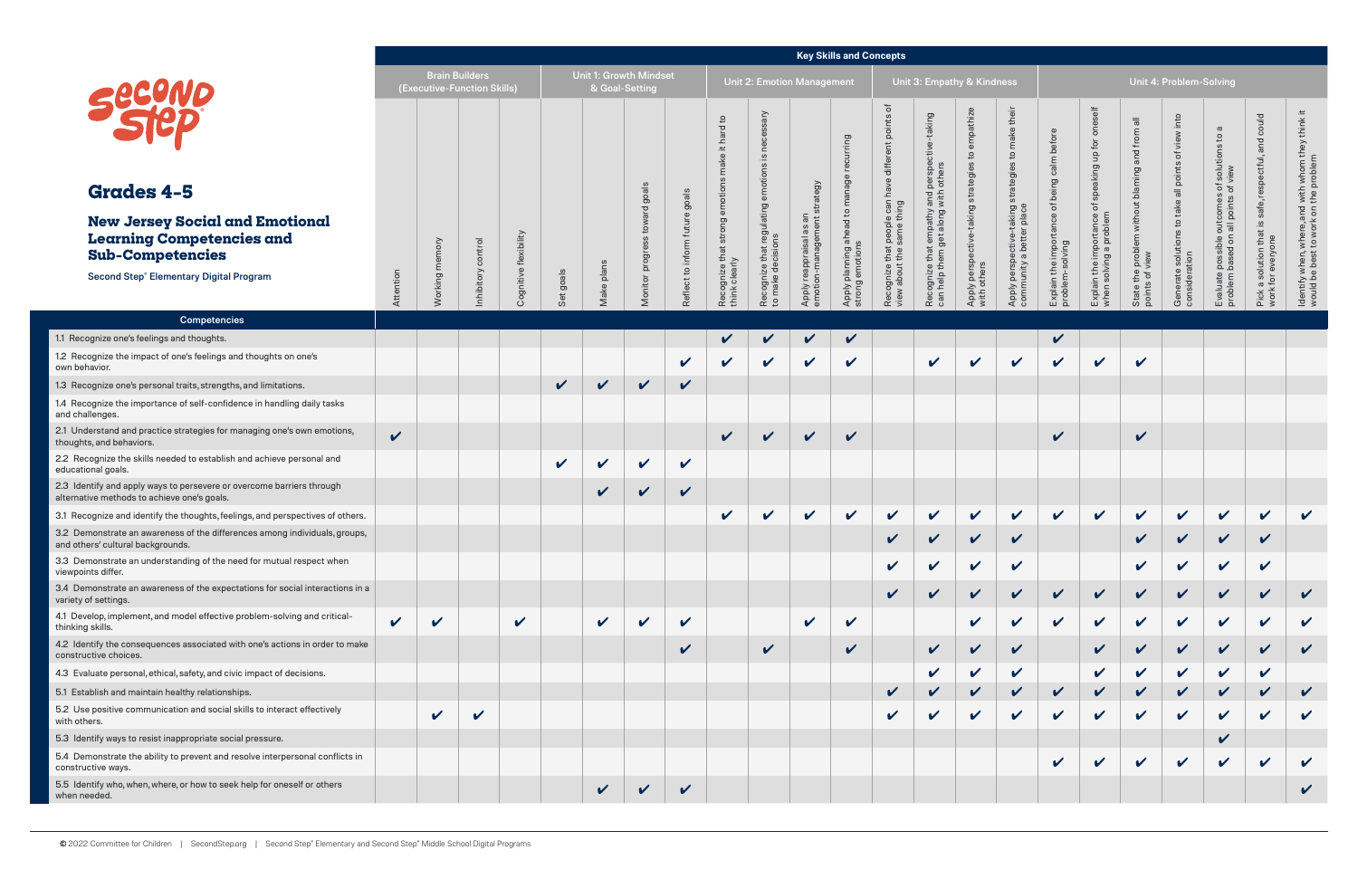# Grades 4-5

## New Jersey Social and Emotional Learning Competencies and Sub-Competencies

Second Step® Elementary Digital Program

| | Key Skills and Concepts | | | | | | | | | | | | | | | | | | | | | | |
|---|---|---|---|---|---|---|---|---|---|---|---|---|---|---|---|---|---|---|---|---|---|---|---|
| | Brain Builders (Executive-Function Skills) | | | | Unit 1: Growth Mindset & Goal-Setting | | | | Unit 2: Emotion Management | | | | Unit 3: Empathy & Kindness | | | | Unit 4: Problem-Solving | | | | | | |
| **Competencies** | Attention | Working memory | Inhibitory control | Cognitive flexibility | Set goals | Make plans | Monitor progress toward goals | Reflect to inform future goals | Recognize that strong emotions make it hard to think clearly | Recognize that regulating emotions is necessary to make decisions | Apply reappraisal as an emotion-management strategy | Apply planning ahead to manage recurring strong emotions | Recognize that people can have different points of view about the same thing | Recognize that empathy and perspective-taking can help them get along with others | Apply perspective-taking strategies to empathize with others | Apply perspective-taking strategies to make their community a better place | Explain the importance of being calm before problem-solving | Explain the importance of speaking up for oneself when solving a problem | State the problem without blaming and from all points of view | Generate solutions to take all points of view into consideration | Evaluate possible outcomes of solutions to a problem based on all points of view | Pick a solution that is safe, respectful, and could work for everyone | Identify when, where, and with whom they think it would be best to work on the problem |
| 1.1 Recognize one's feelings and thoughts. | | | | | | | | | ✔ | ✔ | ✔ | ✔ | | | | | ✔ | | | | | | |
| 1.2 Recognize the impact of one's feelings and thoughts on one's own behavior. | | | | | | | | ✔ | ✔ | ✔ | ✔ | ✔ | | ✔ | ✔ | ✔ | ✔ | ✔ | ✔ | | | | |
| 1.3 Recognize one's personal traits, strengths, and limitations. | | | | | ✔ | ✔ | ✔ | ✔ | | | | | | | | | | | | | | | |
| 1.4 Recognize the importance of self-confidence in handling daily tasks and challenges. | | | | | | | | | | | | | | | | | | | | | | | |
| 2.1 Understand and practice strategies for managing one's own emotions, thoughts, and behaviors. | ✔ | | | | | | | | ✔ | ✔ | ✔ | ✔ | | | | | ✔ | | ✔ | | | | |
| 2.2 Recognize the skills needed to establish and achieve personal and educational goals. | | | | | ✔ | ✔ | ✔ | ✔ | | | | | | | | | | | | | | | |
| 2.3 Identify and apply ways to persevere or overcome barriers through alternative methods to achieve one's goals. | | | | | | ✔ | ✔ | ✔ | | | | | | | | | | | | | | | |
| 3.1 Recognize and identify the thoughts, feelings, and perspectives of others. | | | | | | | | | ✔ | ✔ | ✔ | ✔ | ✔ | ✔ | ✔ | ✔ | ✔ | ✔ | ✔ | ✔ | ✔ | ✔ | ✔ |
| 3.2 Demonstrate an awareness of the differences among individuals, groups, and others' cultural backgrounds. | | | | | | | | | | | | | ✔ | ✔ | ✔ | ✔ | | | ✔ | ✔ | ✔ | ✔ | |
| 3.3 Demonstrate an understanding of the need for mutual respect when viewpoints differ. | | | | | | | | | | | | | ✔ | ✔ | ✔ | ✔ | | | ✔ | ✔ | ✔ | ✔ | |
| 3.4 Demonstrate an awareness of the expectations for social interactions in a variety of settings. | | | | | | | | | | | | | ✔ | ✔ | ✔ | ✔ | ✔ | ✔ | ✔ | ✔ | ✔ | ✔ | ✔ |
| 4.1 Develop, implement, and model effective problem-solving and critical-thinking skills. | ✔ | ✔ | | ✔ | | ✔ | ✔ | ✔ | | | ✔ | ✔ | | | ✔ | ✔ | ✔ | ✔ | ✔ | ✔ | ✔ | ✔ | ✔ |
| 4.2 Identify the consequences associated with one's actions in order to make constructive choices. | | | | | | | | ✔ | | ✔ | | ✔ | | ✔ | ✔ | ✔ | | ✔ | ✔ | ✔ | ✔ | ✔ | ✔ |
| 4.3 Evaluate personal, ethical, safety, and civic impact of decisions. | | | | | | | | | | | | | | ✔ | ✔ | ✔ | | ✔ | ✔ | ✔ | ✔ | ✔ | |
| 5.1 Establish and maintain healthy relationships. | | | | | | | | | | | | | ✔ | ✔ | ✔ | ✔ | ✔ | ✔ | ✔ | ✔ | ✔ | ✔ | ✔ |
| 5.2 Use positive communication and social skills to interact effectively with others. | | ✔ | ✔ | | | | | | | | | | ✔ | ✔ | ✔ | ✔ | ✔ | ✔ | ✔ | ✔ | ✔ | ✔ | ✔ |
| 5.3 Identify ways to resist inappropriate social pressure. | | | | | | | | | | | | | | | | | | | | | ✔ | | |
| 5.4 Demonstrate the ability to prevent and resolve interpersonal conflicts in constructive ways. | | | | | | | | | | | | | | | | | ✔ | ✔ | ✔ | ✔ | ✔ | ✔ | ✔ |
| 5.5 Identify who, when, where, or how to seek help for oneself or others when needed. | | | | | | ✔ | ✔ | ✔ | | | | | | | | | | | | | | | ✔ |

© 2022 Committee for Children | SecondStep.org | Second Step® Elementary and Second Step® Middle School Digital Programs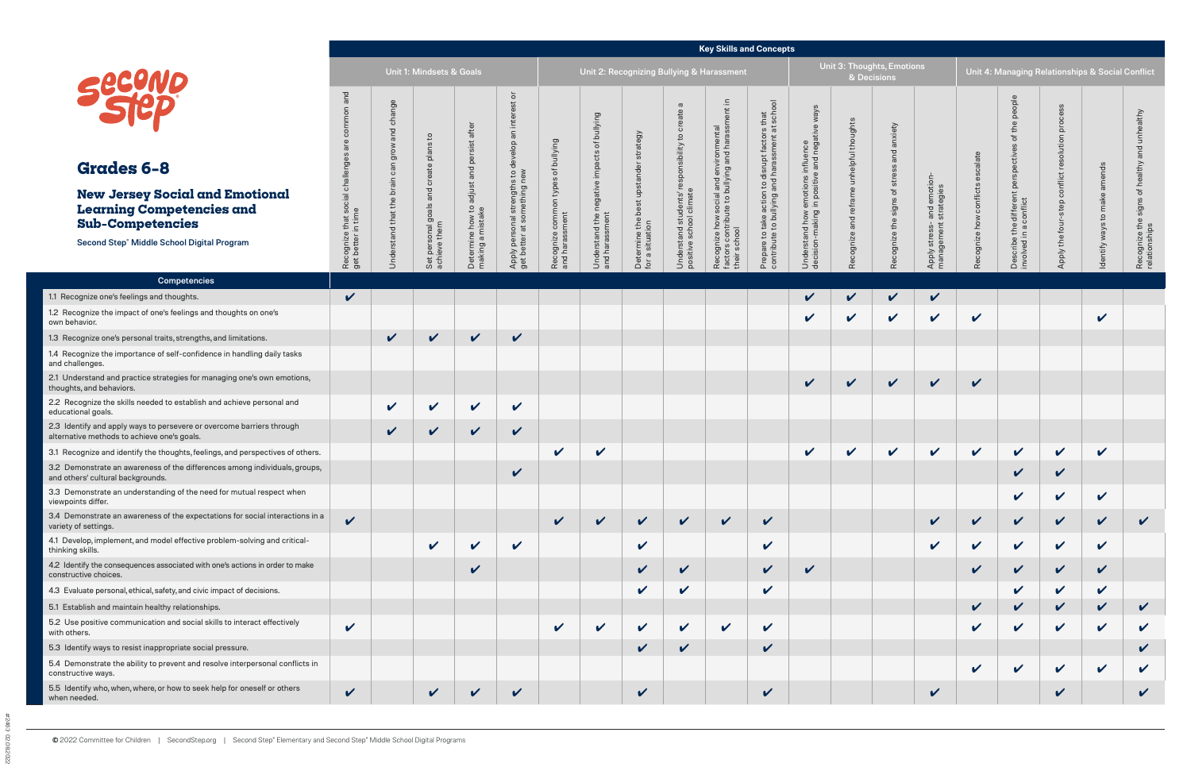# Grades 6–8

## New Jersey Social and Emotional Learning Competencies and Sub-Competencies

Second Step® Middle School Digital Program

**Key Skills and Concepts**

| Competencies | Unit 1: Mindsets & Goals | | | | | Unit 2: Recognizing Bullying & Harassment | | | | | | Unit 3: Thoughts, Emotions & Decisions | | | | Unit 4: Managing Relationships & Social Conflict | | | | |
|---|---|---|---|---|---|---|---|---|---|---|---|---|---|---|---|---|---|---|---|---|
| | Recognize that social challenges are common and get better in time | Understand that the brain can grow and change | Set personal goals and create plans to achieve them | Determine how to adjust and persist after making a mistake | Apply personal strengths to develop an interest or get better at something new | Recognize common types of bullying and harassment | Understand the negative impacts of bullying and harassment | Determine the best upstander strategy for a situation | Understand students' responsibility to create a positive school climate | Recognize how social and environmental factors contribute to bullying and harassment in their school | Prepare to take action to disrupt factors that contribute to bullying and harassment at school | Understand how emotions influence decision-making in positive and negative ways | Recognize and reframe unhelpful thoughts | Recognize the signs of stress and anxiety | Apply stress- and emotion-management strategies | Recognize how conflicts escalate | Describe the different perspectives of the people involved in a conflict | Apply the four-step conflict resolution process | Identify ways to make amends | Recognize the signs of healthy and unhealthy relationships |
| 1.1 Recognize one's feelings and thoughts. | ✔ | | | | | | | | | | | ✔ | ✔ | ✔ | ✔ | | | | | |
| 1.2 Recognize the impact of one's feelings and thoughts on one's own behavior. | | | | | | | | | | | | ✔ | ✔ | ✔ | ✔ | ✔ | | | ✔ | |
| 1.3 Recognize one's personal traits, strengths, and limitations. | | ✔ | ✔ | ✔ | ✔ | | | | | | | | | | | | | | | |
| 1.4 Recognize the importance of self-confidence in handling daily tasks and challenges. | | | | | | | | | | | | | | | | | | | | |
| 2.1 Understand and practice strategies for managing one's own emotions, thoughts, and behaviors. | | | | | | | | | | | | ✔ | ✔ | ✔ | ✔ | ✔ | | | | |
| 2.2 Recognize the skills needed to establish and achieve personal and educational goals. | | ✔ | ✔ | ✔ | ✔ | | | | | | | | | | | | | | | |
| 2.3 Identify and apply ways to persevere or overcome barriers through alternative methods to achieve one's goals. | | ✔ | ✔ | ✔ | ✔ | | | | | | | | | | | | | | | |
| 3.1 Recognize and identify the thoughts, feelings, and perspectives of others. | | | | | | ✔ | ✔ | | | | | ✔ | ✔ | ✔ | ✔ | ✔ | ✔ | ✔ | ✔ | |
| 3.2 Demonstrate an awareness of the differences among individuals, groups, and others' cultural backgrounds. | | | | | ✔ | | | | | | | | | | | | ✔ | ✔ | | |
| 3.3 Demonstrate an understanding of the need for mutual respect when viewpoints differ. | | | | | | | | | | | | | | | | | ✔ | ✔ | ✔ | |
| 3.4 Demonstrate an awareness of the expectations for social interactions in a variety of settings. | ✔ | | | | | ✔ | ✔ | ✔ | ✔ | ✔ | ✔ | | | | ✔ | ✔ | ✔ | ✔ | ✔ | ✔ |
| 4.1 Develop, implement, and model effective problem-solving and critical-thinking skills. | | | ✔ | ✔ | ✔ | | | ✔ | | | ✔ | | | | ✔ | ✔ | ✔ | ✔ | ✔ | |
| 4.2 Identify the consequences associated with one's actions in order to make constructive choices. | | | | ✔ | | | | ✔ | ✔ | | ✔ | ✔ | | | | ✔ | ✔ | ✔ | ✔ | |
| 4.3 Evaluate personal, ethical, safety, and civic impact of decisions. | | | | | | | | ✔ | ✔ | | ✔ | | | | | | ✔ | ✔ | ✔ | |
| 5.1 Establish and maintain healthy relationships. | | | | | | | | | | | | | | | | ✔ | ✔ | ✔ | ✔ | ✔ |
| 5.2 Use positive communication and social skills to interact effectively with others. | ✔ | | | | | ✔ | ✔ | ✔ | ✔ | ✔ | ✔ | | | | | ✔ | ✔ | ✔ | ✔ | ✔ |
| 5.3 Identify ways to resist inappropriate social pressure. | | | | | | | | ✔ | ✔ | | ✔ | | | | | | | | | ✔ |
| 5.4 Demonstrate the ability to prevent and resolve interpersonal conflicts in constructive ways. | | | | | | | | | | | | | | | | ✔ | ✔ | ✔ | ✔ | ✔ |
| 5.5 Identify who, when, where, or how to seek help for oneself or others when needed. | ✔ | | ✔ | ✔ | ✔ | | | ✔ | | | ✔ | | | | ✔ | | | ✔ | | ✔ |

© 2022 Committee for Children | SecondStep.org | Second Step® Elementary and Second Step® Middle School Digital Programs